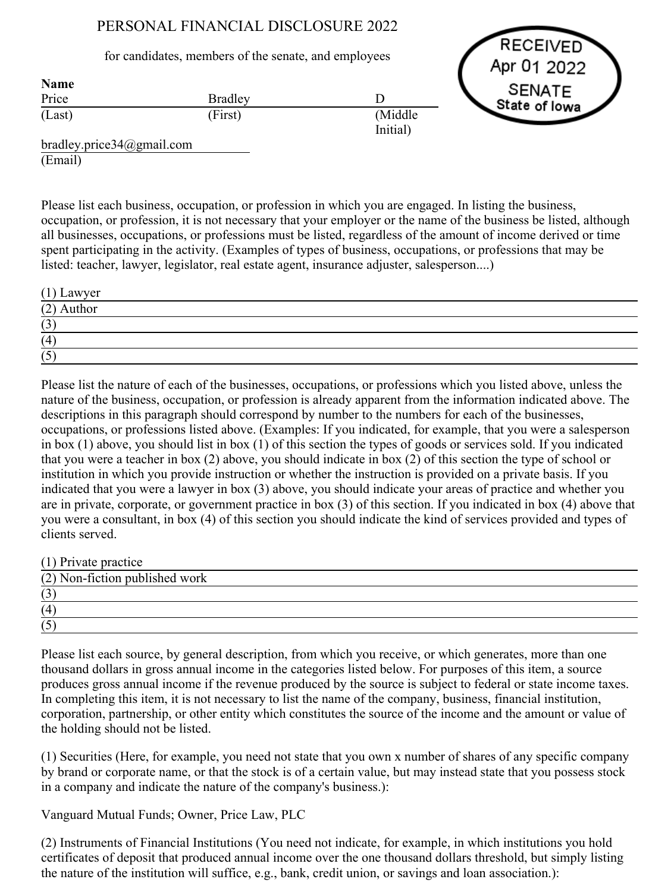# PERSONAL FINANCIAL DISCLOSURE 2022

for candidates, members of the senate, and employees

RECEIVED
Apr 01 2022
SENATE
State of Iowa

**Name**

| Price | Bradley | D |
|---|---|---|
| (Last) | (First) | (Middle Initial) |

bradley.price34@gmail.com
(Email)

Please list each business, occupation, or profession in which you are engaged. In listing the business, occupation, or profession, it is not necessary that your employer or the name of the business be listed, although all businesses, occupations, or professions must be listed, regardless of the amount of income derived or time spent participating in the activity. (Examples of types of business, occupations, or professions that may be listed: teacher, lawyer, legislator, real estate agent, insurance adjuster, salesperson....)

(1) Lawyer
(2) Author
(3)
(4)
(5)

Please list the nature of each of the businesses, occupations, or professions which you listed above, unless the nature of the business, occupation, or profession is already apparent from the information indicated above. The descriptions in this paragraph should correspond by number to the numbers for each of the businesses, occupations, or professions listed above. (Examples: If you indicated, for example, that you were a salesperson in box (1) above, you should list in box (1) of this section the types of goods or services sold. If you indicated that you were a teacher in box (2) above, you should indicate in box (2) of this section the type of school or institution in which you provide instruction or whether the instruction is provided on a private basis. If you indicated that you were a lawyer in box (3) above, you should indicate your areas of practice and whether you are in private, corporate, or government practice in box (3) of this section. If you indicated in box (4) above that you were a consultant, in box (4) of this section you should indicate the kind of services provided and types of clients served.

(1) Private practice
(2) Non-fiction published work
(3)
(4)
(5)

Please list each source, by general description, from which you receive, or which generates, more than one thousand dollars in gross annual income in the categories listed below. For purposes of this item, a source produces gross annual income if the revenue produced by the source is subject to federal or state income taxes. In completing this item, it is not necessary to list the name of the company, business, financial institution, corporation, partnership, or other entity which constitutes the source of the income and the amount or value of the holding should not be listed.

(1) Securities (Here, for example, you need not state that you own x number of shares of any specific company by brand or corporate name, or that the stock is of a certain value, but may instead state that you possess stock in a company and indicate the nature of the company's business.):

Vanguard Mutual Funds; Owner, Price Law, PLC

(2) Instruments of Financial Institutions (You need not indicate, for example, in which institutions you hold certificates of deposit that produced annual income over the one thousand dollars threshold, but simply listing the nature of the institution will suffice, e.g., bank, credit union, or savings and loan association.):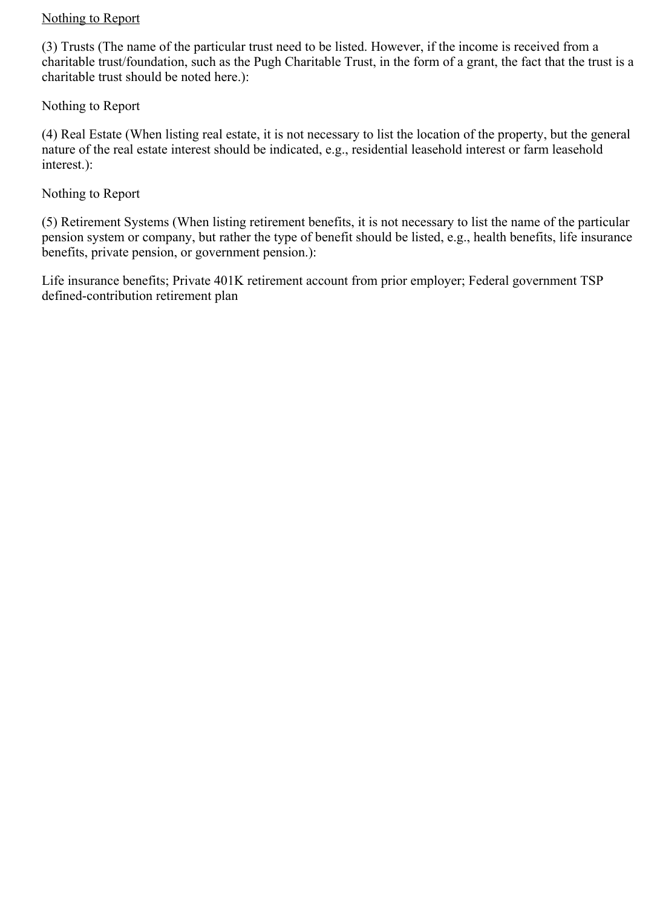Nothing to Report

(3) Trusts (The name of the particular trust need to be listed. However, if the income is received from a charitable trust/foundation, such as the Pugh Charitable Trust, in the form of a grant, the fact that the trust is a charitable trust should be noted here.):

Nothing to Report

(4) Real Estate (When listing real estate, it is not necessary to list the location of the property, but the general nature of the real estate interest should be indicated, e.g., residential leasehold interest or farm leasehold interest.):

Nothing to Report

(5) Retirement Systems (When listing retirement benefits, it is not necessary to list the name of the particular pension system or company, but rather the type of benefit should be listed, e.g., health benefits, life insurance benefits, private pension, or government pension.):

Life insurance benefits; Private 401K retirement account from prior employer; Federal government TSP defined-contribution retirement plan